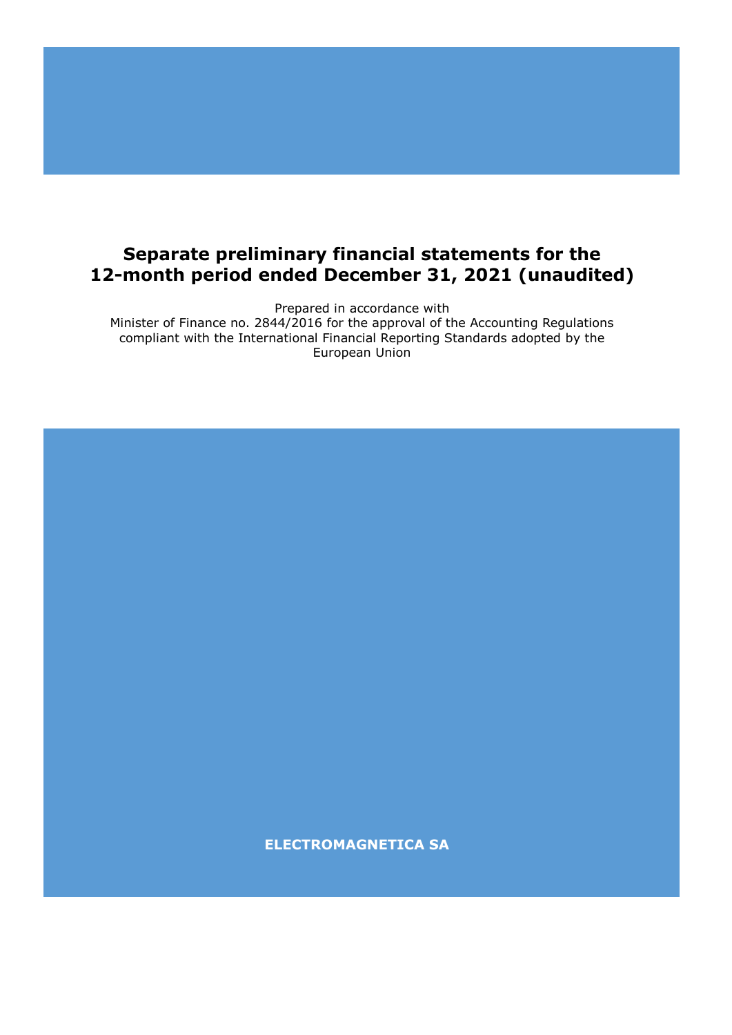# Separate preliminary financial statements for the 12-month period ended December 31, 2021 (unaudited)

Prepared in accordance with
Minister of Finance no. 2844/2016 for the approval of the Accounting Regulations compliant with the International Financial Reporting Standards adopted by the European Union

**ELECTROMAGNETICA SA**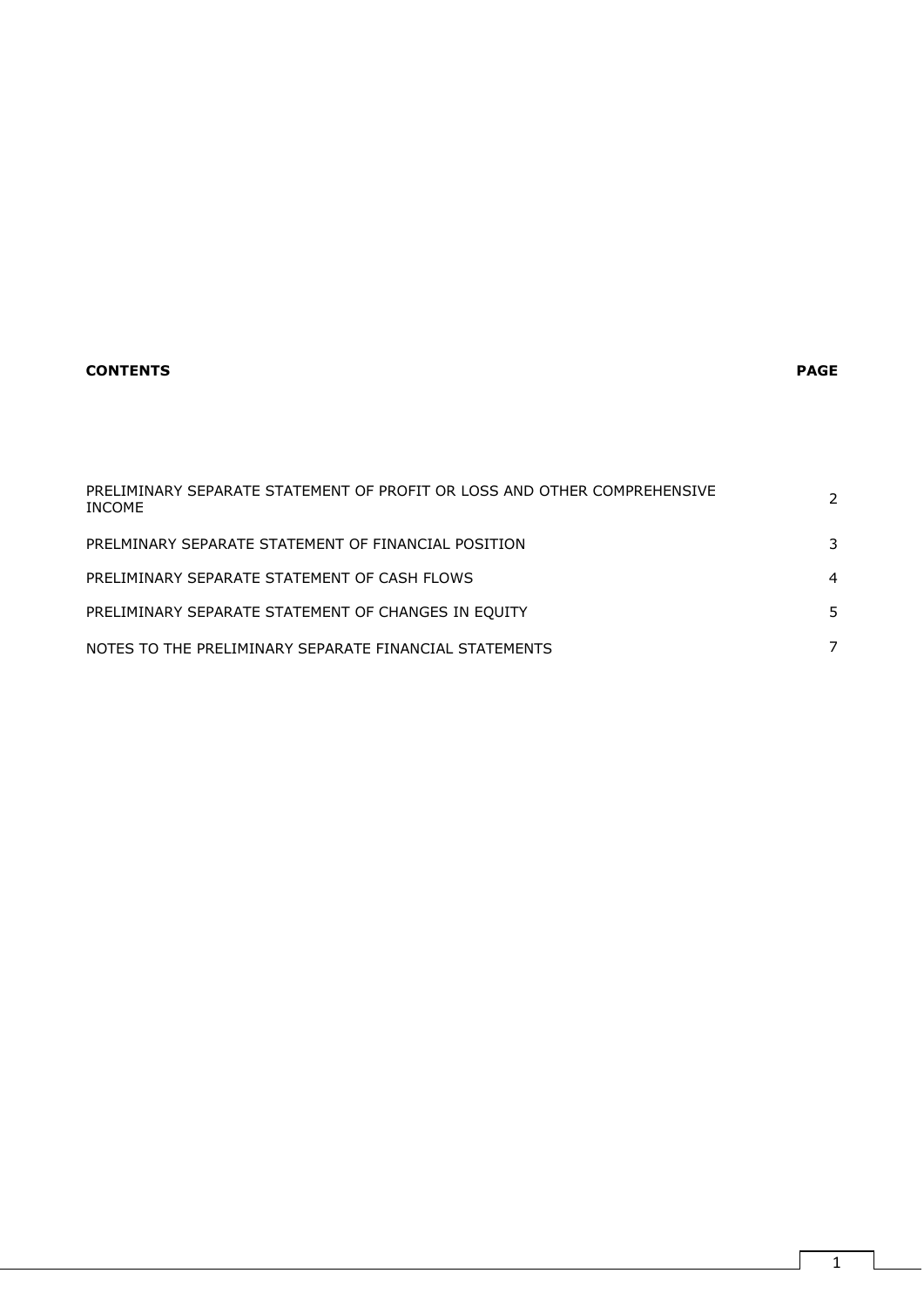| **CONTENTS** | **PAGE** |
|---|---|
| PRELIMINARY SEPARATE STATEMENT OF PROFIT OR LOSS AND OTHER COMPREHENSIVE INCOME | 2 |
| PRELMINARY SEPARATE STATEMENT OF FINANCIAL POSITION | 3 |
| PRELMINARY SEPARATE STATEMENT OF CASH FLOWS | 4 |
| PRELIMINARY SEPARATE STATEMENT OF CHANGES IN EQUITY | 5 |
| NOTES TO THE PRELIMINARY SEPARATE FINANCIAL STATEMENTS | 7 |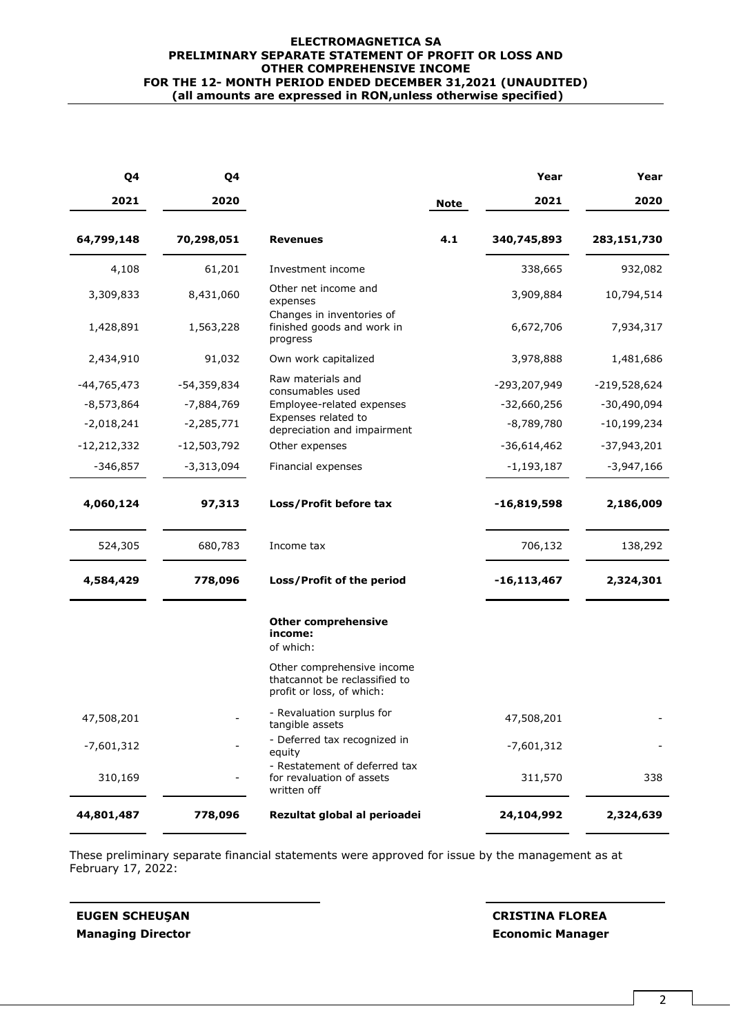**ELECTROMAGNETICA SA**
**PRELIMINARY SEPARATE STATEMENT OF PROFIT OR LOSS AND OTHER COMPREHENSIVE INCOME**
**FOR THE 12- MONTH PERIOD ENDED DECEMBER 31,2021 (UNAUDITED)**
**(all amounts are expressed in RON,unless otherwise specified)**

| Q4 2021 | Q4 2020 | | Note | Year 2021 | Year 2020 |
|---|---|---|---|---|---|
| **64,799,148** | **70,298,051** | **Revenues** | **4.1** | **340,745,893** | **283,151,730** |
| 4,108 | 61,201 | Investment income | | 338,665 | 932,082 |
| 3,309,833 | 8,431,060 | Other net income and expenses | | 3,909,884 | 10,794,514 |
| 1,428,891 | 1,563,228 | Changes in inventories of finished goods and work in progress | | 6,672,706 | 7,934,317 |
| 2,434,910 | 91,032 | Own work capitalized | | 3,978,888 | 1,481,686 |
| -44,765,473 | -54,359,834 | Raw materials and consumables used | | -293,207,949 | -219,528,624 |
| -8,573,864 | -7,884,769 | Employee-related expenses | | -32,660,256 | -30,490,094 |
| -2,018,241 | -2,285,771 | Expenses related to depreciation and impairment | | -8,789,780 | -10,199,234 |
| -12,212,332 | -12,503,792 | Other expenses | | -36,614,462 | -37,943,201 |
| -346,857 | -3,313,094 | Financial expenses | | -1,193,187 | -3,947,166 |
| **4,060,124** | **97,313** | **Loss/Profit before tax** | | **-16,819,598** | **2,186,009** |
| 524,305 | 680,783 | Income tax | | 706,132 | 138,292 |
| **4,584,429** | **778,096** | **Loss/Profit of the period** | | **-16,113,467** | **2,324,301** |
| | | **Other comprehensive income:** of which: | | | |
| | | Other comprehensive income thatcannot be reclassified to profit or loss, of which: | | | |
| 47,508,201 | - | - Revaluation surplus for tangible assets | | 47,508,201 | - |
| -7,601,312 | - | - Deferred tax recognized in equity | | -7,601,312 | - |
| 310,169 | - | - Restatement of deferred tax for revaluation of assets written off | | 311,570 | 338 |
| **44,801,487** | **778,096** | **Rezultat global al perioadei** | | **24,104,992** | **2,324,639** |

These preliminary separate financial statements were approved for issue by the management as at February 17, 2022:

**EUGEN SCHEUŞAN**
**Managing Director**

**CRISTINA FLOREA**
**Economic Manager**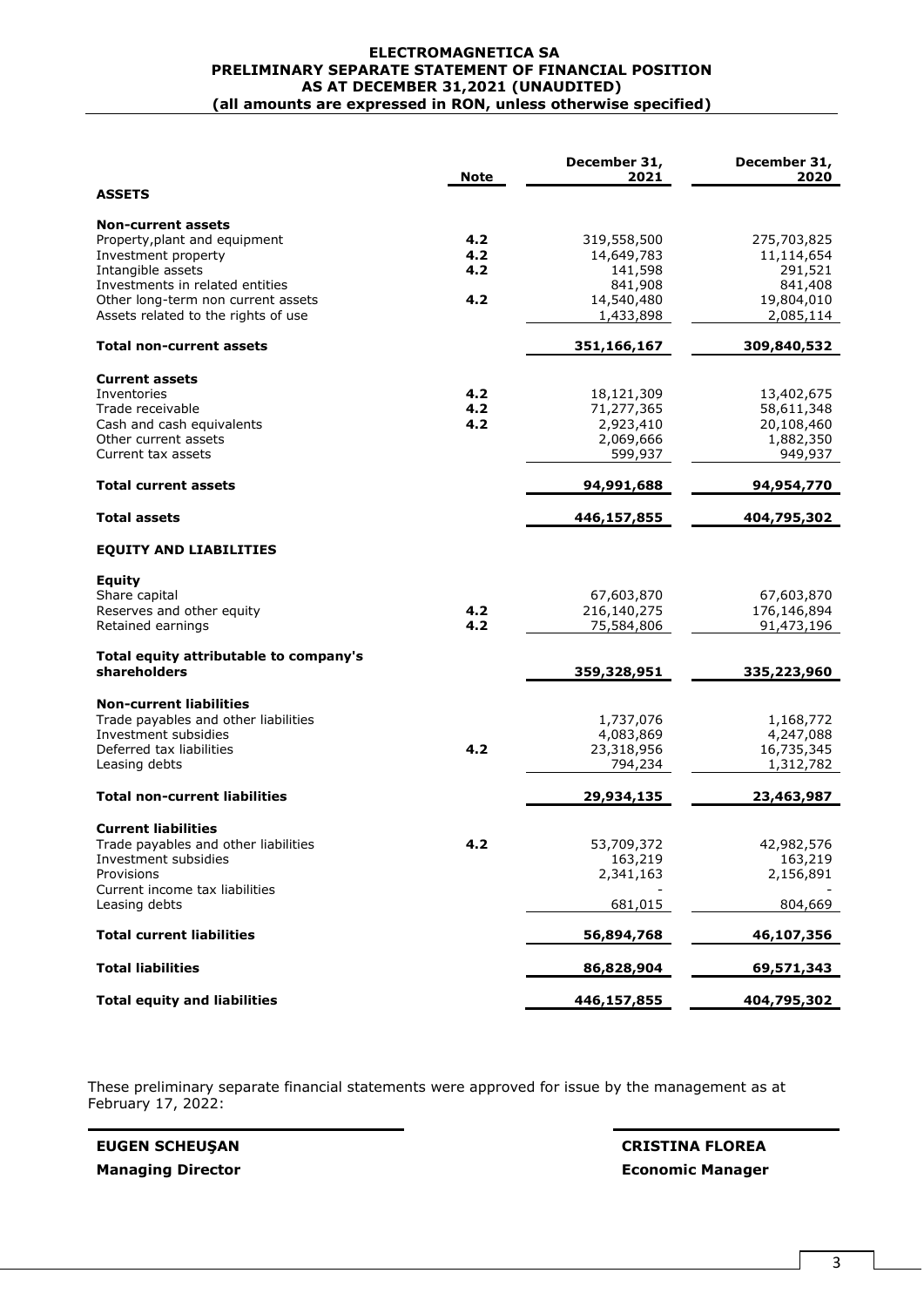# ELECTROMAGNETICA SA
## PRELIMINARY SEPARATE STATEMENT OF FINANCIAL POSITION
## AS AT DECEMBER 31,2021 (UNAUDITED)
**(all amounts are expressed in RON, unless otherwise specified)**

| | Note | December 31, 2021 | December 31, 2020 |
|---|---|---|---|
| **ASSETS** | | | |
| **Non-current assets** | | | |
| Property,plant and equipment | **4.2** | 319,558,500 | 275,703,825 |
| Investment property | **4.2** | 14,649,783 | 11,114,654 |
| Intangible assets | **4.2** | 141,598 | 291,521 |
| Investments in related entities | | 841,908 | 841,408 |
| Other long-term non current assets | **4.2** | 14,540,480 | 19,804,010 |
| Assets related to the rights of use | | 1,433,898 | 2,085,114 |
| **Total non-current assets** | | **351,166,167** | **309,840,532** |
| **Current assets** | | | |
| Inventories | **4.2** | 18,121,309 | 13,402,675 |
| Trade receivable | **4.2** | 71,277,365 | 58,611,348 |
| Cash and cash equivalents | **4.2** | 2,923,410 | 20,108,460 |
| Other current assets | | 2,069,666 | 1,882,350 |
| Current tax assets | | 599,937 | 949,937 |
| **Total current assets** | | **94,991,688** | **94,954,770** |
| **Total assets** | | **446,157,855** | **404,795,302** |
| **EQUITY AND LIABILITIES** | | | |
| **Equity** | | | |
| Share capital | | 67,603,870 | 67,603,870 |
| Reserves and other equity | **4.2** | 216,140,275 | 176,146,894 |
| Retained earnings | **4.2** | 75,584,806 | 91,473,196 |
| **Total equity attributable to company's shareholders** | | **359,328,951** | **335,223,960** |
| **Non-current liabilities** | | | |
| Trade payables and other liabilities | | 1,737,076 | 1,168,772 |
| Investment subsidies | | 4,083,869 | 4,247,088 |
| Deferred tax liabilities | **4.2** | 23,318,956 | 16,735,345 |
| Leasing debts | | 794,234 | 1,312,782 |
| **Total non-current liabilities** | | **29,934,135** | **23,463,987** |
| **Current liabilities** | | | |
| Trade payables and other liabilities | **4.2** | 53,709,372 | 42,982,576 |
| Investment subsidies | | 163,219 | 163,219 |
| Provisions | | 2,341,163 | 2,156,891 |
| Current income tax liabilities | | - | - |
| Leasing debts | | 681,015 | 804,669 |
| **Total current liabilities** | | **56,894,768** | **46,107,356** |
| **Total liabilities** | | **86,828,904** | **69,571,343** |
| **Total equity and liabilities** | | **446,157,855** | **404,795,302** |

These preliminary separate financial statements were approved for issue by the management as at February 17, 2022:

**EUGEN SCHEUŞAN**
**Managing Director**

**CRISTINA FLOREA**
**Economic Manager**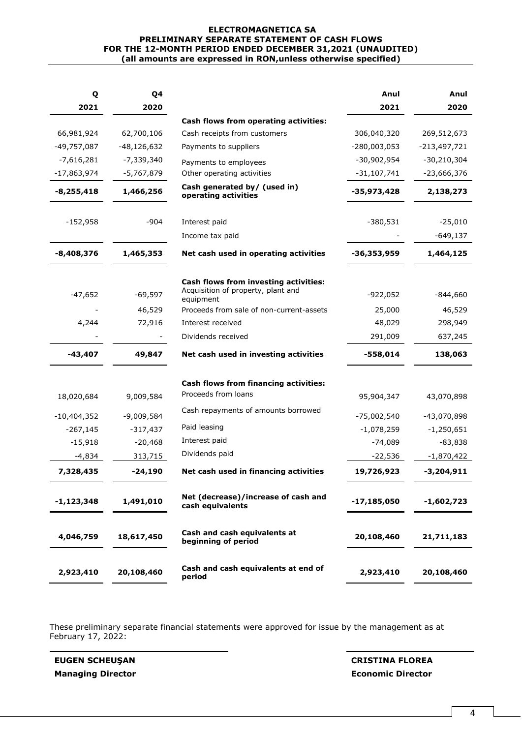**ELECTROMAGNETICA SA**
**PRELIMINARY SEPARATE STATEMENT OF CASH FLOWS**
**FOR THE 12-MONTH PERIOD ENDED DECEMBER 31,2021 (UNAUDITED)**
**(all amounts are expressed in RON,unless otherwise specified)**

| Q 2021 | Q4 2020 | | Anul 2021 | Anul 2020 |
|---|---|---|---|---|
| | | **Cash flows from operating activities:** | | |
| 66,981,924 | 62,700,106 | Cash receipts from customers | 306,040,320 | 269,512,673 |
| -49,757,087 | -48,126,632 | Payments to suppliers | -280,003,053 | -213,497,721 |
| -7,616,281 | -7,339,340 | Payments to employees | -30,902,954 | -30,210,304 |
| -17,863,974 | -5,767,879 | Other operating activities | -31,107,741 | -23,666,376 |
| **-8,255,418** | **1,466,256** | **Cash generated by/ (used in) operating activities** | **-35,973,428** | **2,138,273** |
| -152,958 | -904 | Interest paid | -380,531 | -25,010 |
| | | Income tax paid | - | -649,137 |
| **-8,408,376** | **1,465,353** | **Net cash used in operating activities** | **-36,353,959** | **1,464,125** |
| | | **Cash flows from investing activities:** | | |
| -47,652 | -69,597 | Acquisition of property, plant and equipment | -922,052 | -844,660 |
| - | 46,529 | Proceeds from sale of non-current-assets | 25,000 | 46,529 |
| 4,244 | 72,916 | Interest received | 48,029 | 298,949 |
| - | - | Dividends received | 291,009 | 637,245 |
| **-43,407** | **49,847** | **Net cash used in investing activities** | **-558,014** | **138,063** |
| | | **Cash flows from financing activities:** | | |
| 18,020,684 | 9,009,584 | Proceeds from loans | 95,904,347 | 43,070,898 |
| -10,404,352 | -9,009,584 | Cash repayments of amounts borrowed | -75,002,540 | -43,070,898 |
| -267,145 | -317,437 | Paid leasing | -1,078,259 | -1,250,651 |
| -15,918 | -20,468 | Interest paid | -74,089 | -83,838 |
| -4,834 | 313,715 | Dividends paid | -22,536 | -1,870,422 |
| **7,328,435** | **-24,190** | **Net cash used in financing activities** | **19,726,923** | **-3,204,911** |
| **-1,123,348** | **1,491,010** | **Net (decrease)/increase of cash and cash equivalents** | **-17,185,050** | **-1,602,723** |
| **4,046,759** | **18,617,450** | **Cash and cash equivalents at beginning of period** | **20,108,460** | **21,711,183** |
| **2,923,410** | **20,108,460** | **Cash and cash equivalents at end of period** | **2,923,410** | **20,108,460** |

These preliminary separate financial statements were approved for issue by the management as at February 17, 2022:

**EUGEN SCHEUŞAN**
**Managing Director**

**CRISTINA FLOREA**
**Economic Director**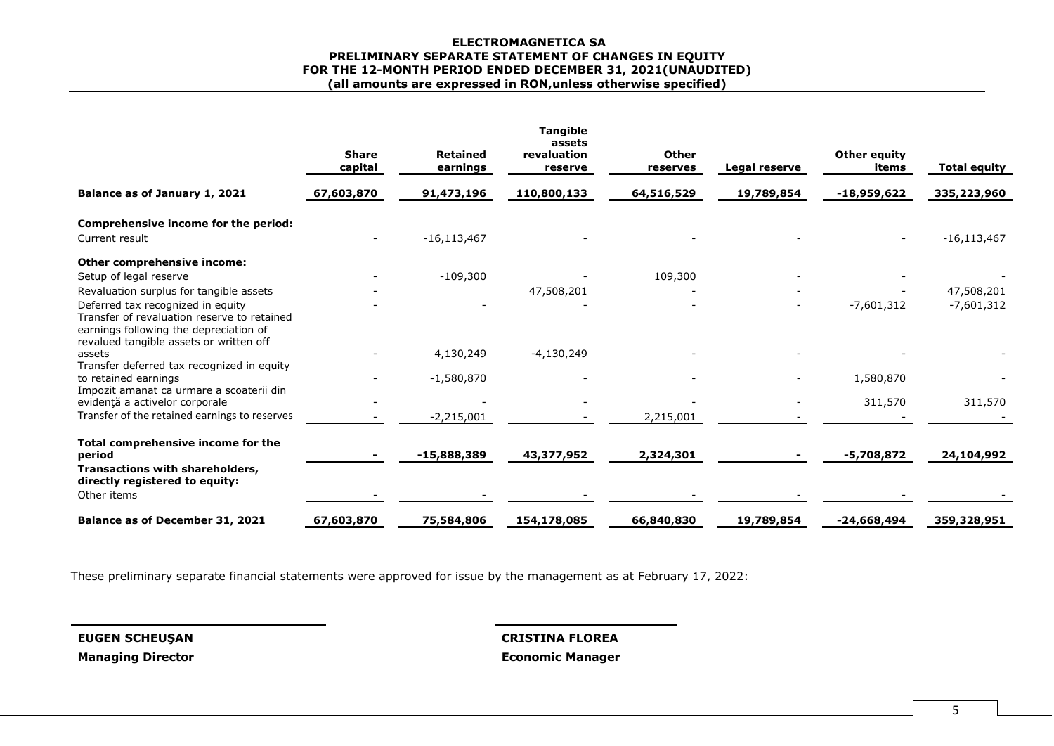**ELECTROMAGNETICA SA**
**PRELIMINARY SEPARATE STATEMENT OF CHANGES IN EQUITY**
**FOR THE 12-MONTH PERIOD ENDED DECEMBER 31, 2021(UNAUDITED)**
**(all amounts are expressed in RON,unless otherwise specified)**

| | Share capital | Retained earnings | Tangible assets revaluation reserve | Other reserves | Legal reserve | Other equity items | Total equity |
|---|---|---|---|---|---|---|---|
| **Balance as of January 1, 2021** | 67,603,870 | 91,473,196 | 110,800,133 | 64,516,529 | 19,789,854 | -18,959,622 | 335,223,960 |
| **Comprehensive income for the period:** | | | | | | | |
| Current result | - | -16,113,467 | - | - | - | - | -16,113,467 |
| **Other comprehensive income:** | | | | | | | |
| Setup of legal reserve | - | -109,300 | - | 109,300 | - | - | - |
| Revaluation surplus for tangible assets | - | | 47,508,201 | - | - | - | 47,508,201 |
| Deferred tax recognized in equity | - | - | - | - | - | -7,601,312 | -7,601,312 |
| Transfer of revaluation reserve to retained earnings following the depreciation of revalued tangible assets or written off assets | - | 4,130,249 | -4,130,249 | - | - | - | - |
| Transfer deferred tax recognized in equity to retained earnings | - | -1,580,870 | - | - | - | 1,580,870 | - |
| Impozit amanat ca urmare a scoaterii din evidenţă a activelor corporale | - | - | - | - | - | 311,570 | 311,570 |
| Transfer of the retained earnings to reserves | - | -2,215,001 | - | 2,215,001 | - | - | - |
| **Total comprehensive income for the period** | **-** | **-15,888,389** | **43,377,952** | **2,324,301** | **-** | **-5,708,872** | **24,104,992** |
| **Transactions with shareholders, directly registered to equity:** | | | | | | | |
| Other items | - | - | - | - | - | - | - |
| **Balance as of December 31, 2021** | **67,603,870** | **75,584,806** | **154,178,085** | **66,840,830** | **19,789,854** | **-24,668,494** | **359,328,951** |

These preliminary separate financial statements were approved for issue by the management as at February 17, 2022:

**EUGEN SCHEUŞAN**
**Managing Director**

**CRISTINA FLOREA**
**Economic Manager**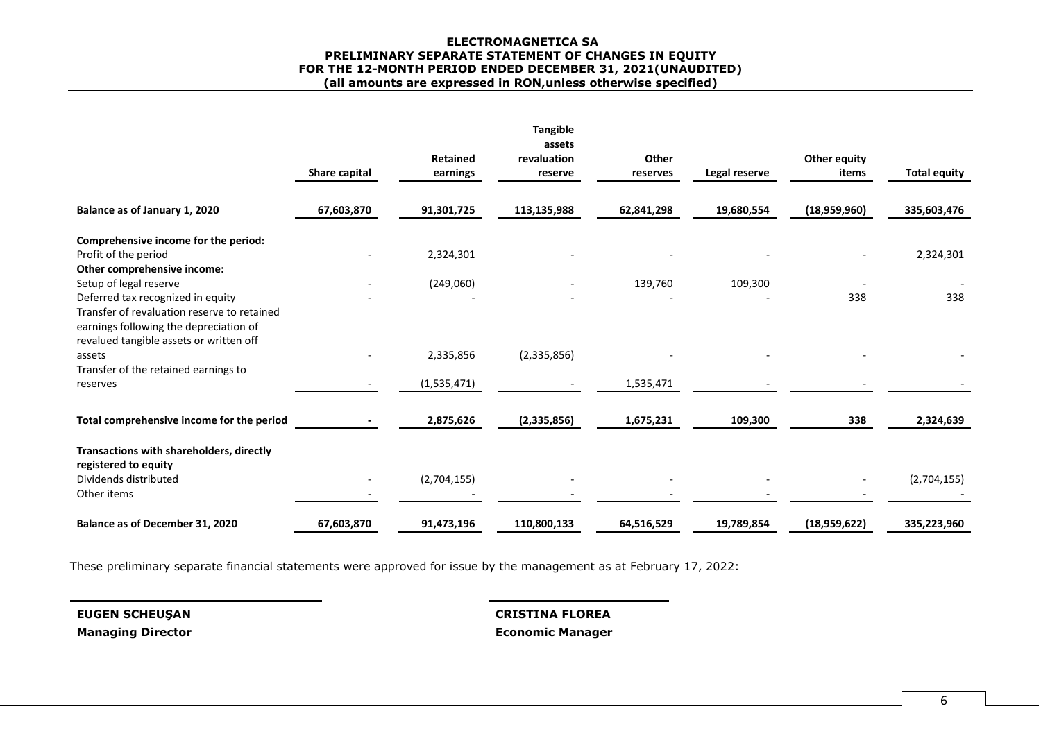**ELECTROMAGNETICA SA**
**PRELIMINARY SEPARATE STATEMENT OF CHANGES IN EQUITY**
**FOR THE 12-MONTH PERIOD ENDED DECEMBER 31, 2021(UNAUDITED)**
**(all amounts are expressed in RON,unless otherwise specified)**

| | Share capital | Retained earnings | Tangible assets revaluation reserve | Other reserves | Legal reserve | Other equity items | Total equity |
|---|---|---|---|---|---|---|---|
| **Balance as of January 1, 2020** | 67,603,870 | 91,301,725 | 113,135,988 | 62,841,298 | 19,680,554 | (18,959,960) | 335,603,476 |
| **Comprehensive income for the period:** | | | | | | | |
| Profit of the period | - | 2,324,301 | - | - | - | - | 2,324,301 |
| **Other comprehensive income:** | | | | | | | |
| Setup of legal reserve | - | (249,060) | - | 139,760 | 109,300 | - | - |
| Deferred tax recognized in equity | - | - | - | - | - | 338 | 338 |
| Transfer of revaluation reserve to retained earnings following the depreciation of revalued tangible assets or written off assets | - | 2,335,856 | (2,335,856) | - | - | - | - |
| Transfer of the retained earnings to reserves | - | (1,535,471) | - | 1,535,471 | - | - | - |
| **Total comprehensive income for the period** | **-** | **2,875,626** | **(2,335,856)** | **1,675,231** | **109,300** | **338** | **2,324,639** |
| **Transactions with shareholders, directly registered to equity** | | | | | | | |
| Dividends distributed | - | (2,704,155) | - | - | - | - | (2,704,155) |
| Other items | - | - | - | - | - | - | - |
| **Balance as of December 31, 2020** | **67,603,870** | **91,473,196** | **110,800,133** | **64,516,529** | **19,789,854** | **(18,959,622)** | **335,223,960** |

These preliminary separate financial statements were approved for issue by the management as at February 17, 2022:

**EUGEN SCHEUŞAN**
**Managing Director**

**CRISTINA FLOREA**
**Economic Manager**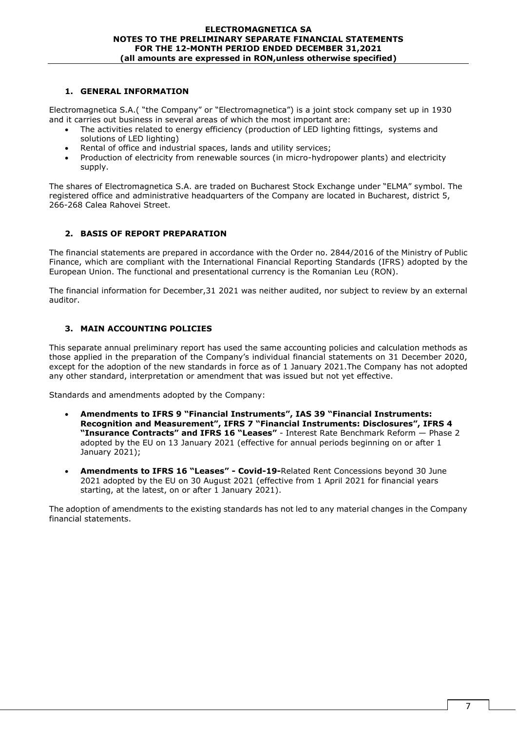## 1. GENERAL INFORMATION

Electromagnetica S.A.( "the Company" or "Electromagnetica") is a joint stock company set up in 1930 and it carries out business in several areas of which the most important are:

- The activities related to energy efficiency (production of LED lighting fittings, systems and solutions of LED lighting)
- Rental of office and industrial spaces, lands and utility services;
- Production of electricity from renewable sources (in micro-hydropower plants) and electricity supply.

The shares of Electromagnetica S.A. are traded on Bucharest Stock Exchange under "ELMA" symbol. The registered office and administrative headquarters of the Company are located in Bucharest, district 5, 266-268 Calea Rahovei Street.

## 2. BASIS OF REPORT PREPARATION

The financial statements are prepared in accordance with the Order no. 2844/2016 of the Ministry of Public Finance, which are compliant with the International Financial Reporting Standards (IFRS) adopted by the European Union. The functional and presentational currency is the Romanian Leu (RON).

The financial information for December,31 2021 was neither audited, nor subject to review by an external auditor.

## 3. MAIN ACCOUNTING POLICIES

This separate annual preliminary report has used the same accounting policies and calculation methods as those applied in the preparation of the Company's individual financial statements on 31 December 2020, except for the adoption of the new standards in force as of 1 January 2021.The Company has not adopted any other standard, interpretation or amendment that was issued but not yet effective.

Standards and amendments adopted by the Company:

- **Amendments to IFRS 9 "Financial Instruments", IAS 39 "Financial Instruments: Recognition and Measurement", IFRS 7 "Financial Instruments: Disclosures", IFRS 4 "Insurance Contracts" and IFRS 16 "Leases"** - Interest Rate Benchmark Reform — Phase 2 adopted by the EU on 13 January 2021 (effective for annual periods beginning on or after 1 January 2021);
- **Amendments to IFRS 16 "Leases" - Covid-19-**Related Rent Concessions beyond 30 June 2021 adopted by the EU on 30 August 2021 (effective from 1 April 2021 for financial years starting, at the latest, on or after 1 January 2021).

The adoption of amendments to the existing standards has not led to any material changes in the Company financial statements.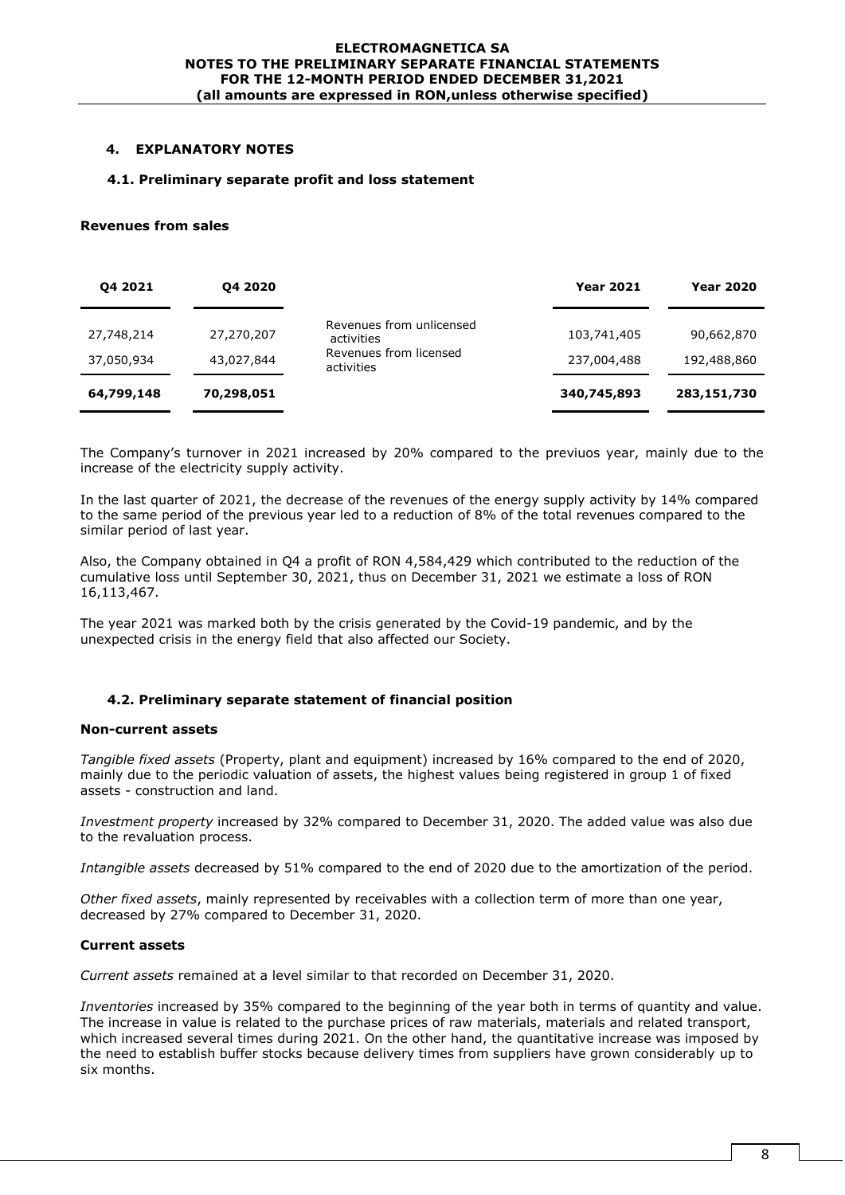## 4. EXPLANATORY NOTES

### 4.1. Preliminary separate profit and loss statement

**Revenues from sales**

| Q4 2021 | Q4 2020 | | Year 2021 | Year 2020 |
|---|---|---|---|---|
| 27,748,214 | 27,270,207 | Revenues from unlicensed activities | 103,741,405 | 90,662,870 |
| 37,050,934 | 43,027,844 | Revenues from licensed activities | 237,004,488 | 192,488,860 |
| **64,799,148** | **70,298,051** | | **340,745,893** | **283,151,730** |

The Company's turnover in 2021 increased by 20% compared to the previuos year, mainly due to the increase of the electricity supply activity.

In the last quarter of 2021, the decrease of the revenues of the energy supply activity by 14% compared to the same period of the previous year led to a reduction of 8% of the total revenues compared to the similar period of last year.

Also, the Company obtained in Q4 a profit of RON 4,584,429 which contributed to the reduction of the cumulative loss until September 30, 2021, thus on December 31, 2021 we estimate a loss of RON 16,113,467.

The year 2021 was marked both by the crisis generated by the Covid-19 pandemic, and by the unexpected crisis in the energy field that also affected our Society.

### 4.2. Preliminary separate statement of financial position

**Non-current assets**

*Tangible fixed assets* (Property, plant and equipment) increased by 16% compared to the end of 2020, mainly due to the periodic valuation of assets, the highest values being registered in group 1 of fixed assets - construction and land.

*Investment property* increased by 32% compared to December 31, 2020. The added value was also due to the revaluation process.

*Intangible assets* decreased by 51% compared to the end of 2020 due to the amortization of the period.

*Other fixed assets*, mainly represented by receivables with a collection term of more than one year, decreased by 27% compared to December 31, 2020.

**Current assets**

*Current assets* remained at a level similar to that recorded on December 31, 2020.

*Inventories* increased by 35% compared to the beginning of the year both in terms of quantity and value. The increase in value is related to the purchase prices of raw materials, materials and related transport, which increased several times during 2021. On the other hand, the quantitative increase was imposed by the need to establish buffer stocks because delivery times from suppliers have grown considerably up to six months.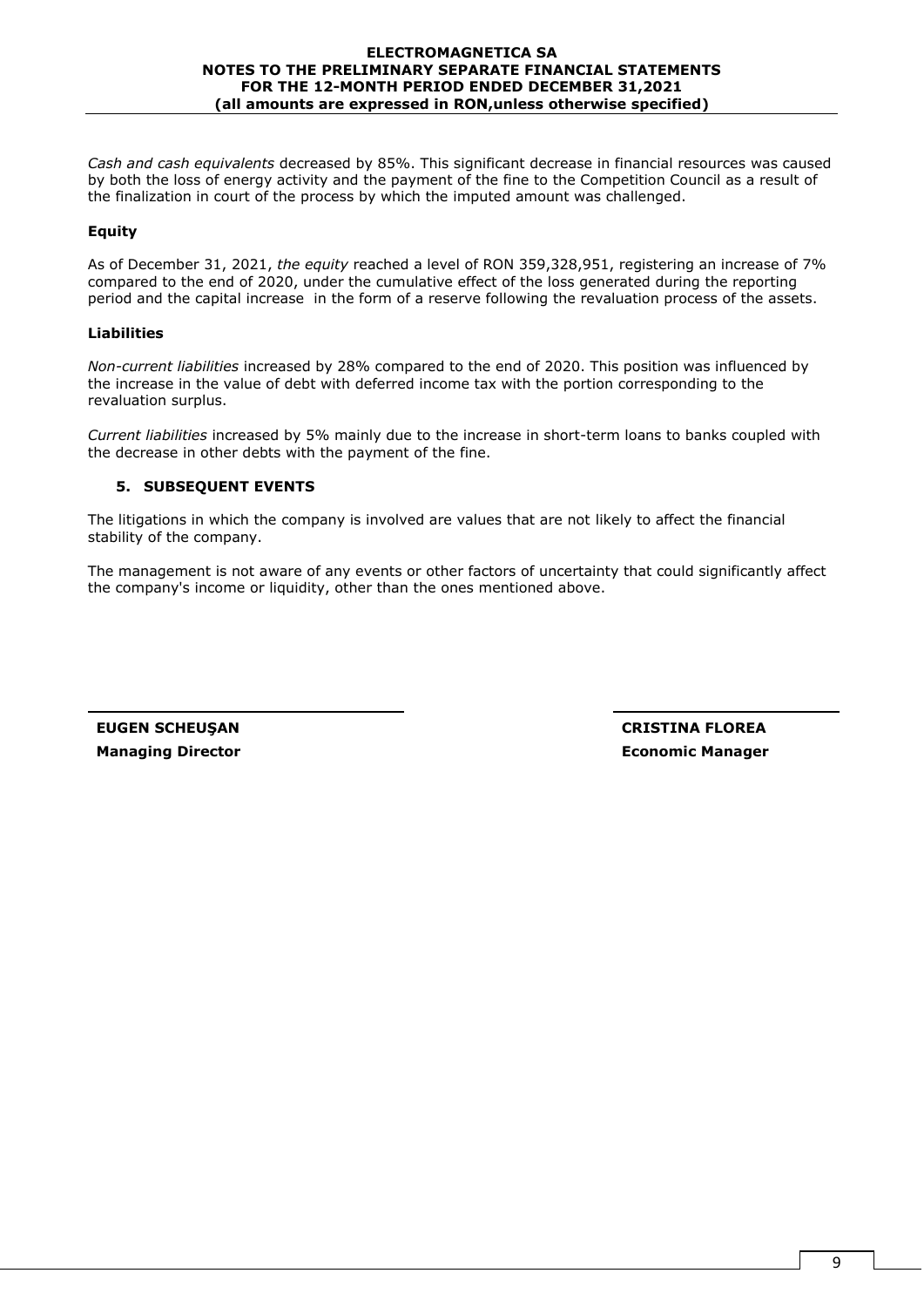*Cash and cash equivalents* decreased by 85%. This significant decrease in financial resources was caused by both the loss of energy activity and the payment of the fine to the Competition Council as a result of the finalization in court of the process by which the imputed amount was challenged.

**Equity**

As of December 31, 2021, *the equity* reached a level of RON 359,328,951, registering an increase of 7% compared to the end of 2020, under the cumulative effect of the loss generated during the reporting period and the capital increase in the form of a reserve following the revaluation process of the assets.

**Liabilities**

*Non-current liabilities* increased by 28% compared to the end of 2020. This position was influenced by the increase in the value of debt with deferred income tax with the portion corresponding to the revaluation surplus.

*Current liabilities* increased by 5% mainly due to the increase in short-term loans to banks coupled with the decrease in other debts with the payment of the fine.

## 5. SUBSEQUENT EVENTS

The litigations in which the company is involved are values that are not likely to affect the financial stability of the company.

The management is not aware of any events or other factors of uncertainty that could significantly affect the company's income or liquidity, other than the ones mentioned above.

**EUGEN SCHEUŞAN**
**Managing Director**

**CRISTINA FLOREA**
**Economic Manager**